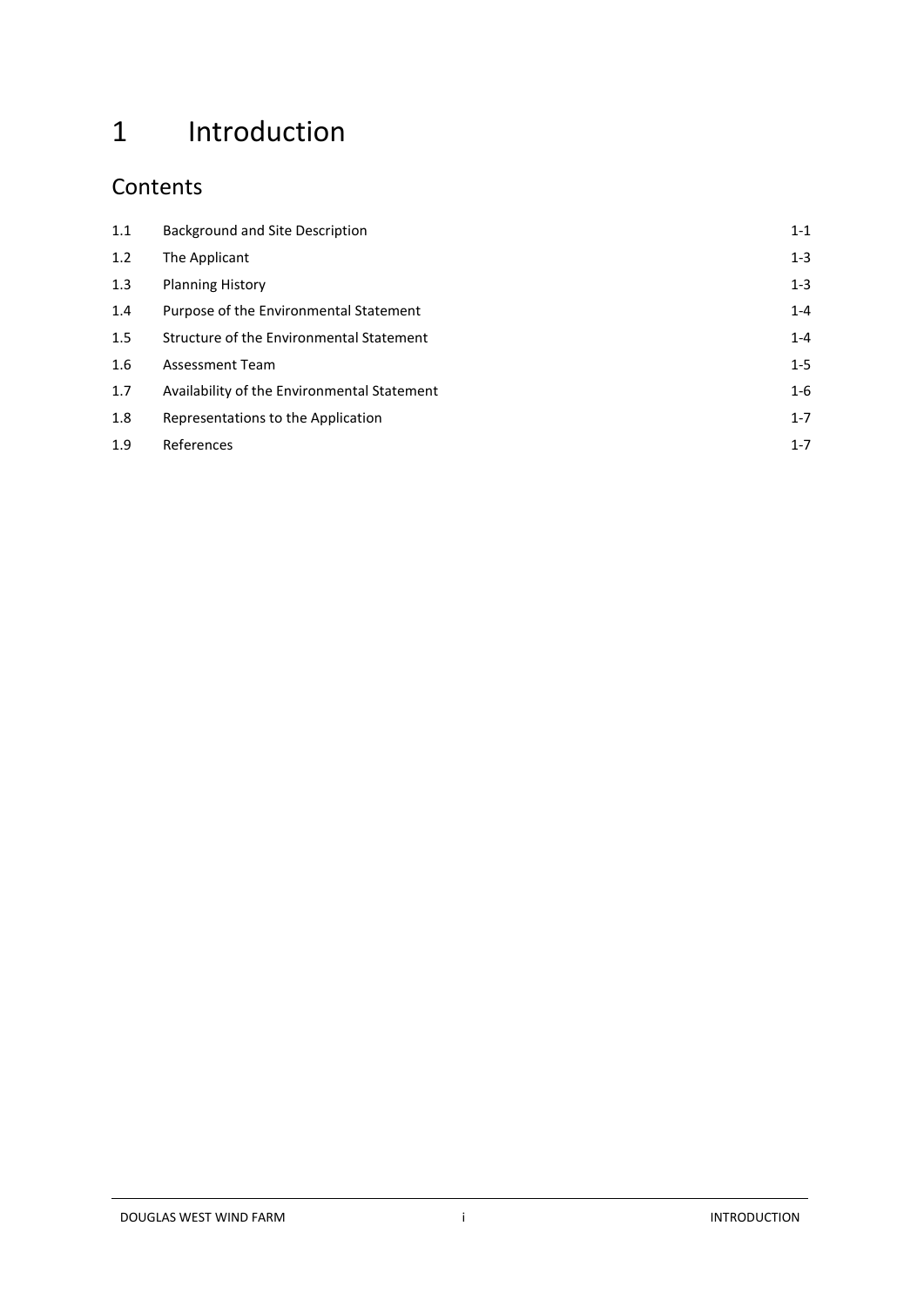# 1 Introduction

## Contents

| | | |
|---|---|---|
| 1.1 | Background and Site Description | 1-1 |
| 1.2 | The Applicant | 1-3 |
| 1.3 | Planning History | 1-3 |
| 1.4 | Purpose of the Environmental Statement | 1-4 |
| 1.5 | Structure of the Environmental Statement | 1-4 |
| 1.6 | Assessment Team | 1-5 |
| 1.7 | Availability of the Environmental Statement | 1-6 |
| 1.8 | Representations to the Application | 1-7 |
| 1.9 | References | 1-7 |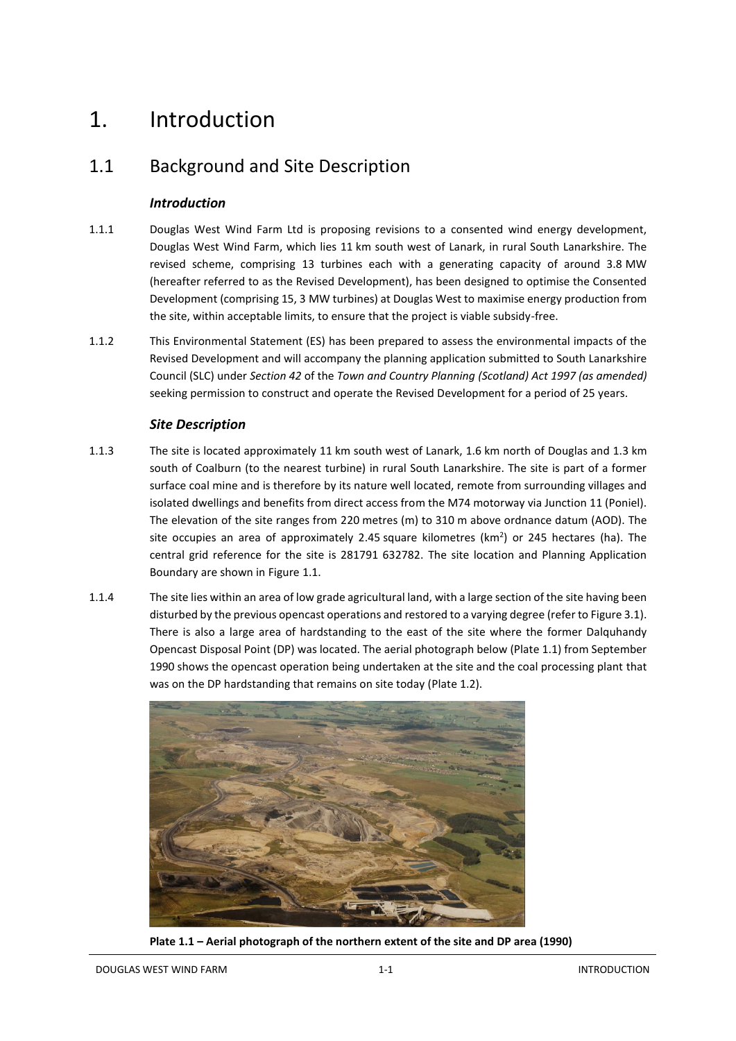# 1. Introduction

## 1.1 Background and Site Description

### *Introduction*

1.1.1 Douglas West Wind Farm Ltd is proposing revisions to a consented wind energy development, Douglas West Wind Farm, which lies 11 km south west of Lanark, in rural South Lanarkshire. The revised scheme, comprising 13 turbines each with a generating capacity of around 3.8 MW (hereafter referred to as the Revised Development), has been designed to optimise the Consented Development (comprising 15, 3 MW turbines) at Douglas West to maximise energy production from the site, within acceptable limits, to ensure that the project is viable subsidy-free.

1.1.2 This Environmental Statement (ES) has been prepared to assess the environmental impacts of the Revised Development and will accompany the planning application submitted to South Lanarkshire Council (SLC) under *Section 42* of the *Town and Country Planning (Scotland) Act 1997 (as amended)* seeking permission to construct and operate the Revised Development for a period of 25 years.

### *Site Description*

1.1.3 The site is located approximately 11 km south west of Lanark, 1.6 km north of Douglas and 1.3 km south of Coalburn (to the nearest turbine) in rural South Lanarkshire. The site is part of a former surface coal mine and is therefore by its nature well located, remote from surrounding villages and isolated dwellings and benefits from direct access from the M74 motorway via Junction 11 (Poniel). The elevation of the site ranges from 220 metres (m) to 310 m above ordnance datum (AOD). The site occupies an area of approximately 2.45 square kilometres ($km^2$) or 245 hectares (ha). The central grid reference for the site is 281791 632782. The site location and Planning Application Boundary are shown in Figure 1.1.

1.1.4 The site lies within an area of low grade agricultural land, with a large section of the site having been disturbed by the previous opencast operations and restored to a varying degree (refer to Figure 3.1). There is also a large area of hardstanding to the east of the site where the former Dalquhandy Opencast Disposal Point (DP) was located. The aerial photograph below (Plate 1.1) from September 1990 shows the opencast operation being undertaken at the site and the coal processing plant that was on the DP hardstanding that remains on site today (Plate 1.2).

**Plate 1.1 – Aerial photograph of the northern extent of the site and DP area (1990)**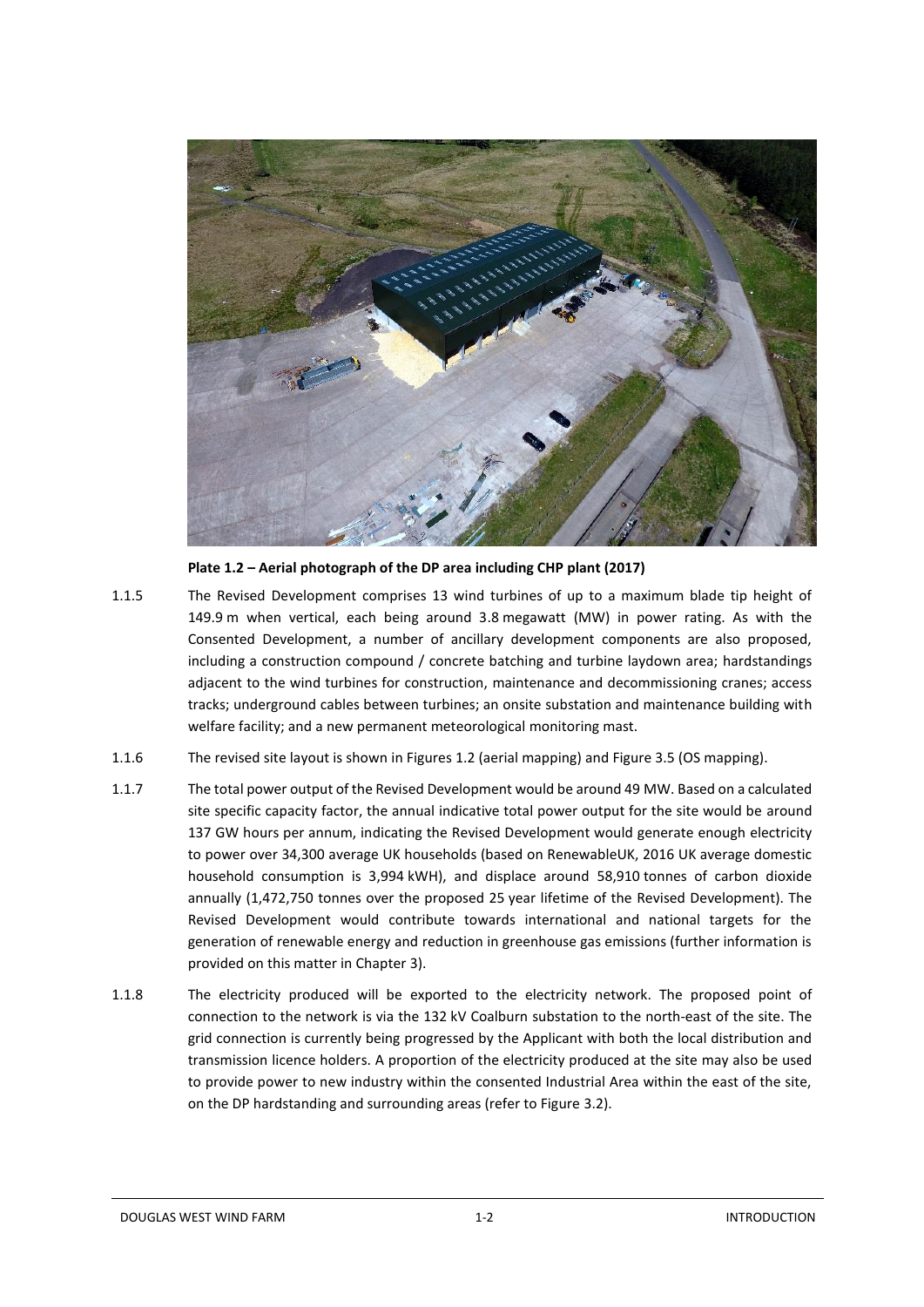**Plate 1.2 – Aerial photograph of the DP area including CHP plant (2017)**

1.1.5 The Revised Development comprises 13 wind turbines of up to a maximum blade tip height of 149.9 m when vertical, each being around 3.8 megawatt (MW) in power rating. As with the Consented Development, a number of ancillary development components are also proposed, including a construction compound / concrete batching and turbine laydown area; hardstandings adjacent to the wind turbines for construction, maintenance and decommissioning cranes; access tracks; underground cables between turbines; an onsite substation and maintenance building with welfare facility; and a new permanent meteorological monitoring mast.

1.1.6 The revised site layout is shown in Figures 1.2 (aerial mapping) and Figure 3.5 (OS mapping).

1.1.7 The total power output of the Revised Development would be around 49 MW. Based on a calculated site specific capacity factor, the annual indicative total power output for the site would be around 137 GW hours per annum, indicating the Revised Development would generate enough electricity to power over 34,300 average UK households (based on RenewableUK, 2016 UK average domestic household consumption is 3,994 kWH), and displace around 58,910 tonnes of carbon dioxide annually (1,472,750 tonnes over the proposed 25 year lifetime of the Revised Development). The Revised Development would contribute towards international and national targets for the generation of renewable energy and reduction in greenhouse gas emissions (further information is provided on this matter in Chapter 3).

1.1.8 The electricity produced will be exported to the electricity network. The proposed point of connection to the network is via the 132 kV Coalburn substation to the north-east of the site. The grid connection is currently being progressed by the Applicant with both the local distribution and transmission licence holders. A proportion of the electricity produced at the site may also be used to provide power to new industry within the consented Industrial Area within the east of the site, on the DP hardstanding and surrounding areas (refer to Figure 3.2).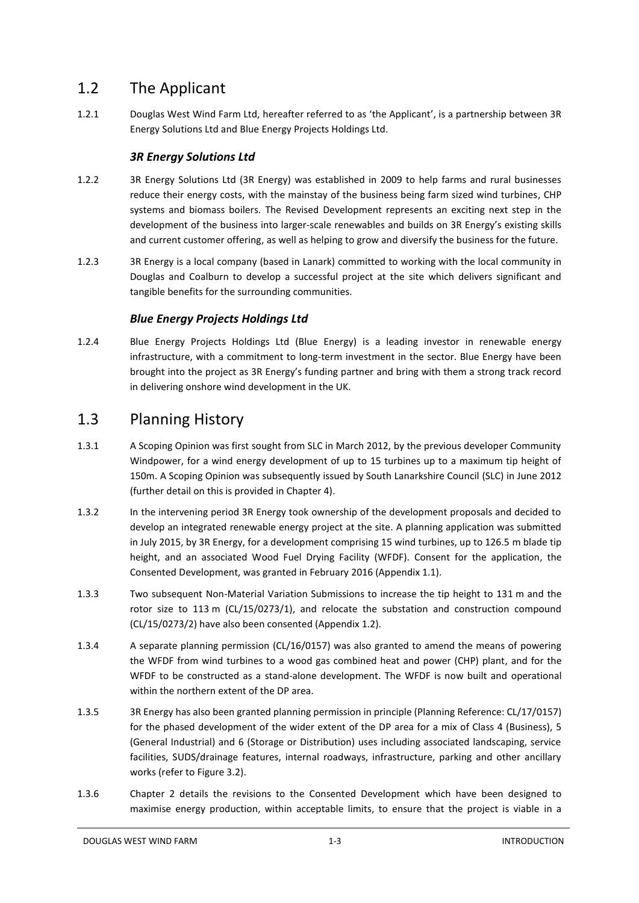## 1.2 The Applicant

1.2.1 Douglas West Wind Farm Ltd, hereafter referred to as 'the Applicant', is a partnership between 3R Energy Solutions Ltd and Blue Energy Projects Holdings Ltd.

### *3R Energy Solutions Ltd*

1.2.2 3R Energy Solutions Ltd (3R Energy) was established in 2009 to help farms and rural businesses reduce their energy costs, with the mainstay of the business being farm sized wind turbines, CHP systems and biomass boilers. The Revised Development represents an exciting next step in the development of the business into larger-scale renewables and builds on 3R Energy's existing skills and current customer offering, as well as helping to grow and diversify the business for the future.

1.2.3 3R Energy is a local company (based in Lanark) committed to working with the local community in Douglas and Coalburn to develop a successful project at the site which delivers significant and tangible benefits for the surrounding communities.

### *Blue Energy Projects Holdings Ltd*

1.2.4 Blue Energy Projects Holdings Ltd (Blue Energy) is a leading investor in renewable energy infrastructure, with a commitment to long-term investment in the sector. Blue Energy have been brought into the project as 3R Energy's funding partner and bring with them a strong track record in delivering onshore wind development in the UK.

## 1.3 Planning History

1.3.1 A Scoping Opinion was first sought from SLC in March 2012, by the previous developer Community Windpower, for a wind energy development of up to 15 turbines up to a maximum tip height of 150m. A Scoping Opinion was subsequently issued by South Lanarkshire Council (SLC) in June 2012 (further detail on this is provided in Chapter 4).

1.3.2 In the intervening period 3R Energy took ownership of the development proposals and decided to develop an integrated renewable energy project at the site. A planning application was submitted in July 2015, by 3R Energy, for a development comprising 15 wind turbines, up to 126.5 m blade tip height, and an associated Wood Fuel Drying Facility (WFDF). Consent for the application, the Consented Development, was granted in February 2016 (Appendix 1.1).

1.3.3 Two subsequent Non-Material Variation Submissions to increase the tip height to 131 m and the rotor size to 113 m (CL/15/0273/1), and relocate the substation and construction compound (CL/15/0273/2) have also been consented (Appendix 1.2).

1.3.4 A separate planning permission (CL/16/0157) was also granted to amend the means of powering the WFDF from wind turbines to a wood gas combined heat and power (CHP) plant, and for the WFDF to be constructed as a stand-alone development. The WFDF is now built and operational within the northern extent of the DP area.

1.3.5 3R Energy has also been granted planning permission in principle (Planning Reference: CL/17/0157) for the phased development of the wider extent of the DP area for a mix of Class 4 (Business), 5 (General Industrial) and 6 (Storage or Distribution) uses including associated landscaping, service facilities, SUDS/drainage features, internal roadways, infrastructure, parking and other ancillary works (refer to Figure 3.2).

1.3.6 Chapter 2 details the revisions to the Consented Development which have been designed to maximise energy production, within acceptable limits, to ensure that the project is viable in a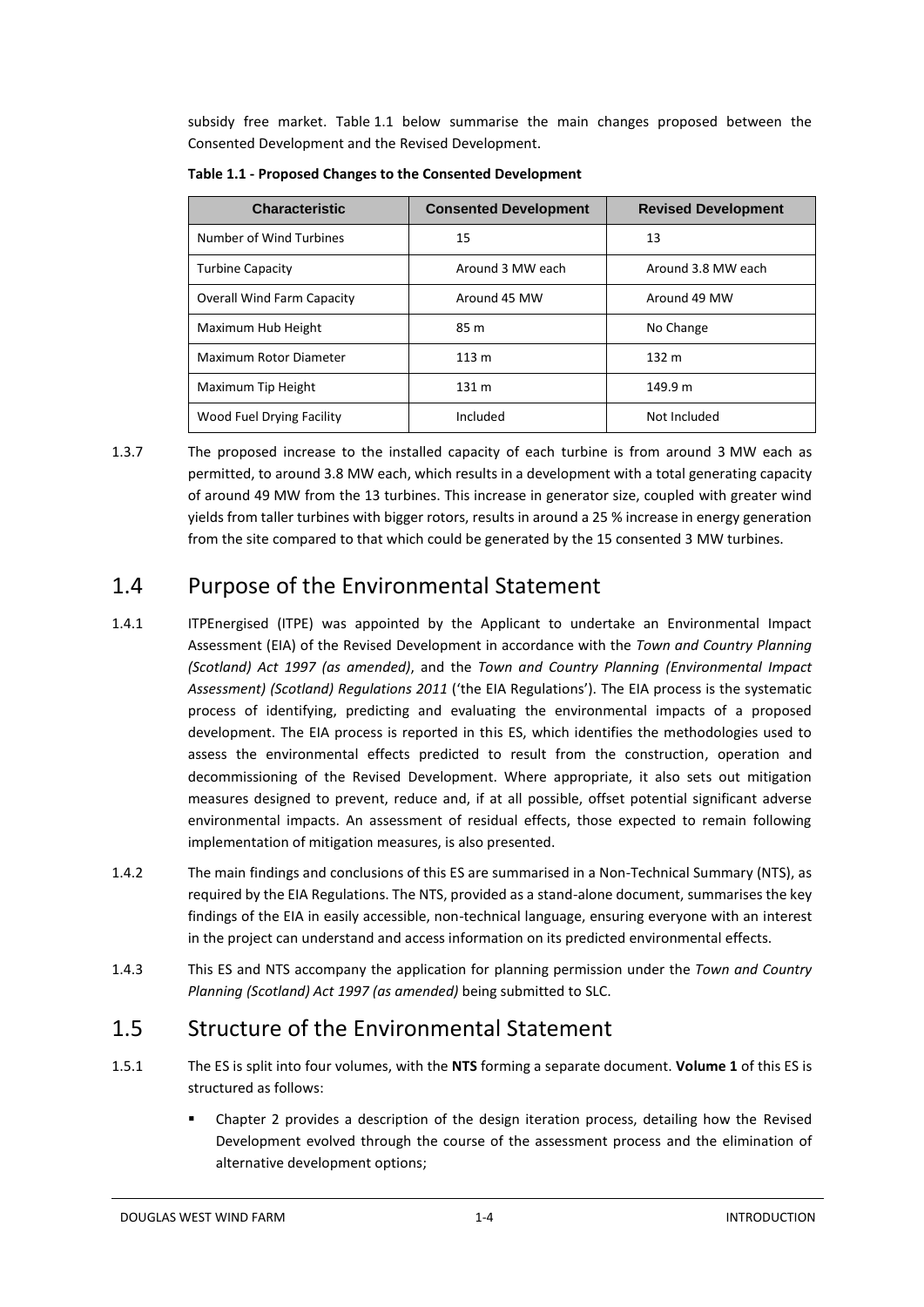subsidy free market. Table 1.1 below summarise the main changes proposed between the Consented Development and the Revised Development.

**Table 1.1 - Proposed Changes to the Consented Development**

| Characteristic | Consented Development | Revised Development |
|---|---|---|
| Number of Wind Turbines | 15 | 13 |
| Turbine Capacity | Around 3 MW each | Around 3.8 MW each |
| Overall Wind Farm Capacity | Around 45 MW | Around 49 MW |
| Maximum Hub Height | 85 m | No Change |
| Maximum Rotor Diameter | 113 m | 132 m |
| Maximum Tip Height | 131 m | 149.9 m |
| Wood Fuel Drying Facility | Included | Not Included |

1.3.7 The proposed increase to the installed capacity of each turbine is from around 3 MW each as permitted, to around 3.8 MW each, which results in a development with a total generating capacity of around 49 MW from the 13 turbines. This increase in generator size, coupled with greater wind yields from taller turbines with bigger rotors, results in around a 25 % increase in energy generation from the site compared to that which could be generated by the 15 consented 3 MW turbines.

## 1.4 Purpose of the Environmental Statement

1.4.1 ITPEnergised (ITPE) was appointed by the Applicant to undertake an Environmental Impact Assessment (EIA) of the Revised Development in accordance with the *Town and Country Planning (Scotland) Act 1997 (as amended)*, and the *Town and Country Planning (Environmental Impact Assessment) (Scotland) Regulations 2011* ('the EIA Regulations'). The EIA process is the systematic process of identifying, predicting and evaluating the environmental impacts of a proposed development. The EIA process is reported in this ES, which identifies the methodologies used to assess the environmental effects predicted to result from the construction, operation and decommissioning of the Revised Development. Where appropriate, it also sets out mitigation measures designed to prevent, reduce and, if at all possible, offset potential significant adverse environmental impacts. An assessment of residual effects, those expected to remain following implementation of mitigation measures, is also presented.

1.4.2 The main findings and conclusions of this ES are summarised in a Non-Technical Summary (NTS), as required by the EIA Regulations. The NTS, provided as a stand-alone document, summarises the key findings of the EIA in easily accessible, non-technical language, ensuring everyone with an interest in the project can understand and access information on its predicted environmental effects.

1.4.3 This ES and NTS accompany the application for planning permission under the *Town and Country Planning (Scotland) Act 1997 (as amended)* being submitted to SLC.

## 1.5 Structure of the Environmental Statement

1.5.1 The ES is split into four volumes, with the **NTS** forming a separate document. **Volume 1** of this ES is structured as follows:

- Chapter 2 provides a description of the design iteration process, detailing how the Revised Development evolved through the course of the assessment process and the elimination of alternative development options;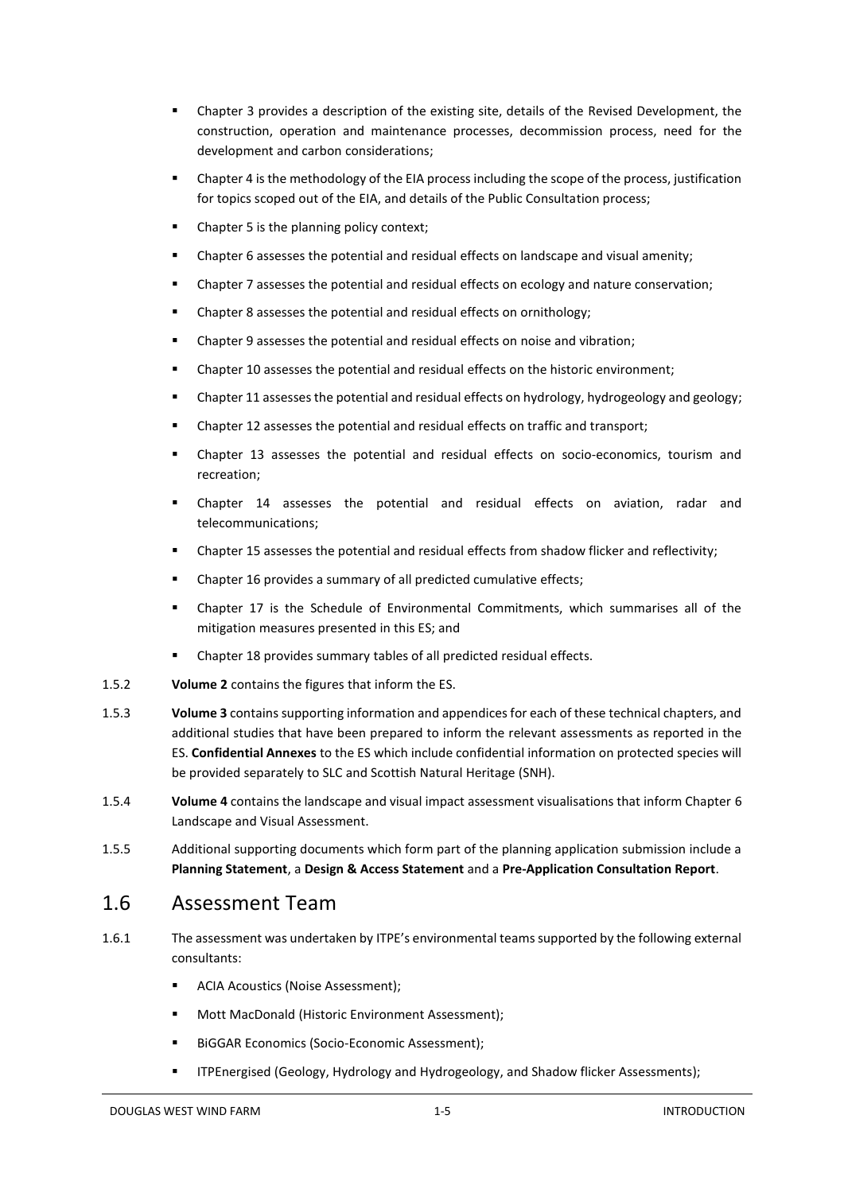- Chapter 3 provides a description of the existing site, details of the Revised Development, the construction, operation and maintenance processes, decommission process, need for the development and carbon considerations;
- Chapter 4 is the methodology of the EIA process including the scope of the process, justification for topics scoped out of the EIA, and details of the Public Consultation process;
- Chapter 5 is the planning policy context;
- Chapter 6 assesses the potential and residual effects on landscape and visual amenity;
- Chapter 7 assesses the potential and residual effects on ecology and nature conservation;
- Chapter 8 assesses the potential and residual effects on ornithology;
- Chapter 9 assesses the potential and residual effects on noise and vibration;
- Chapter 10 assesses the potential and residual effects on the historic environment;
- Chapter 11 assesses the potential and residual effects on hydrology, hydrogeology and geology;
- Chapter 12 assesses the potential and residual effects on traffic and transport;
- Chapter 13 assesses the potential and residual effects on socio-economics, tourism and recreation;
- Chapter 14 assesses the potential and residual effects on aviation, radar and telecommunications;
- Chapter 15 assesses the potential and residual effects from shadow flicker and reflectivity;
- Chapter 16 provides a summary of all predicted cumulative effects;
- Chapter 17 is the Schedule of Environmental Commitments, which summarises all of the mitigation measures presented in this ES; and
- Chapter 18 provides summary tables of all predicted residual effects.

1.5.2 **Volume 2** contains the figures that inform the ES.

1.5.3 **Volume 3** contains supporting information and appendices for each of these technical chapters, and additional studies that have been prepared to inform the relevant assessments as reported in the ES. **Confidential Annexes** to the ES which include confidential information on protected species will be provided separately to SLC and Scottish Natural Heritage (SNH).

1.5.4 **Volume 4** contains the landscape and visual impact assessment visualisations that inform Chapter 6 Landscape and Visual Assessment.

1.5.5 Additional supporting documents which form part of the planning application submission include a **Planning Statement**, a **Design & Access Statement** and a **Pre-Application Consultation Report**.

## 1.6 Assessment Team

1.6.1 The assessment was undertaken by ITPE's environmental teams supported by the following external consultants:

- ACIA Acoustics (Noise Assessment);
- Mott MacDonald (Historic Environment Assessment);
- BiGGAR Economics (Socio-Economic Assessment);
- ITPEnergised (Geology, Hydrology and Hydrogeology, and Shadow flicker Assessments);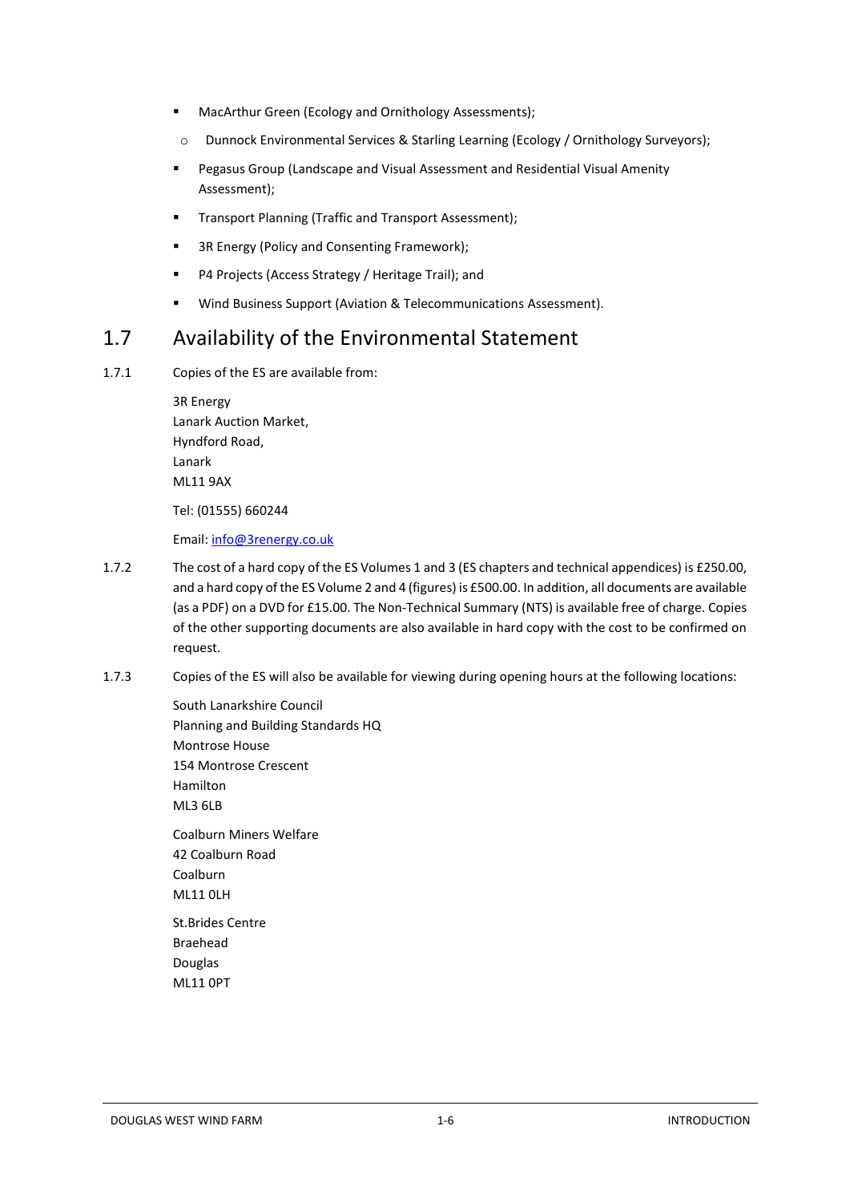- MacArthur Green (Ecology and Ornithology Assessments);
  - Dunnock Environmental Services & Starling Learning (Ecology / Ornithology Surveyors);
- Pegasus Group (Landscape and Visual Assessment and Residential Visual Amenity Assessment);
- Transport Planning (Traffic and Transport Assessment);
- 3R Energy (Policy and Consenting Framework);
- P4 Projects (Access Strategy / Heritage Trail); and
- Wind Business Support (Aviation & Telecommunications Assessment).

## 1.7 Availability of the Environmental Statement

1.7.1 Copies of the ES are available from:

3R Energy
Lanark Auction Market,
Hyndford Road,
Lanark
ML11 9AX

Tel: (01555) 660244

Email: info@3renergy.co.uk

1.7.2 The cost of a hard copy of the ES Volumes 1 and 3 (ES chapters and technical appendices) is £250.00, and a hard copy of the ES Volume 2 and 4 (figures) is £500.00. In addition, all documents are available (as a PDF) on a DVD for £15.00. The Non-Technical Summary (NTS) is available free of charge. Copies of the other supporting documents are also available in hard copy with the cost to be confirmed on request.

1.7.3 Copies of the ES will also be available for viewing during opening hours at the following locations:

South Lanarkshire Council
Planning and Building Standards HQ
Montrose House
154 Montrose Crescent
Hamilton
ML3 6LB

Coalburn Miners Welfare
42 Coalburn Road
Coalburn
ML11 0LH

St.Brides Centre
Braehead
Douglas
ML11 0PT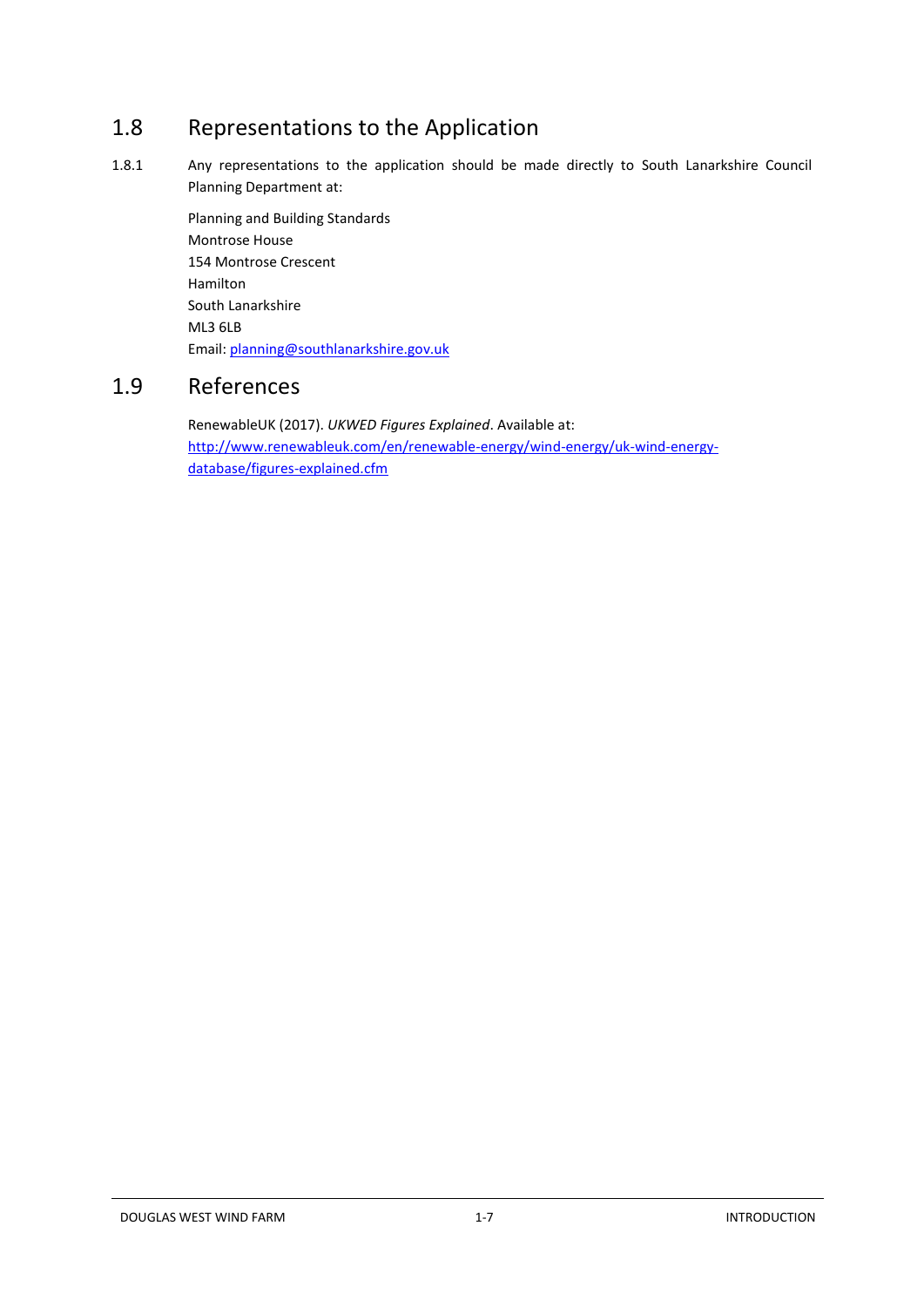## 1.8 Representations to the Application

1.8.1 Any representations to the application should be made directly to South Lanarkshire Council Planning Department at:

Planning and Building Standards
Montrose House
154 Montrose Crescent
Hamilton
South Lanarkshire
ML3 6LB
Email: planning@southlanarkshire.gov.uk

## 1.9 References

RenewableUK (2017). *UKWED Figures Explained*. Available at: http://www.renewableuk.com/en/renewable-energy/wind-energy/uk-wind-energy-database/figures-explained.cfm